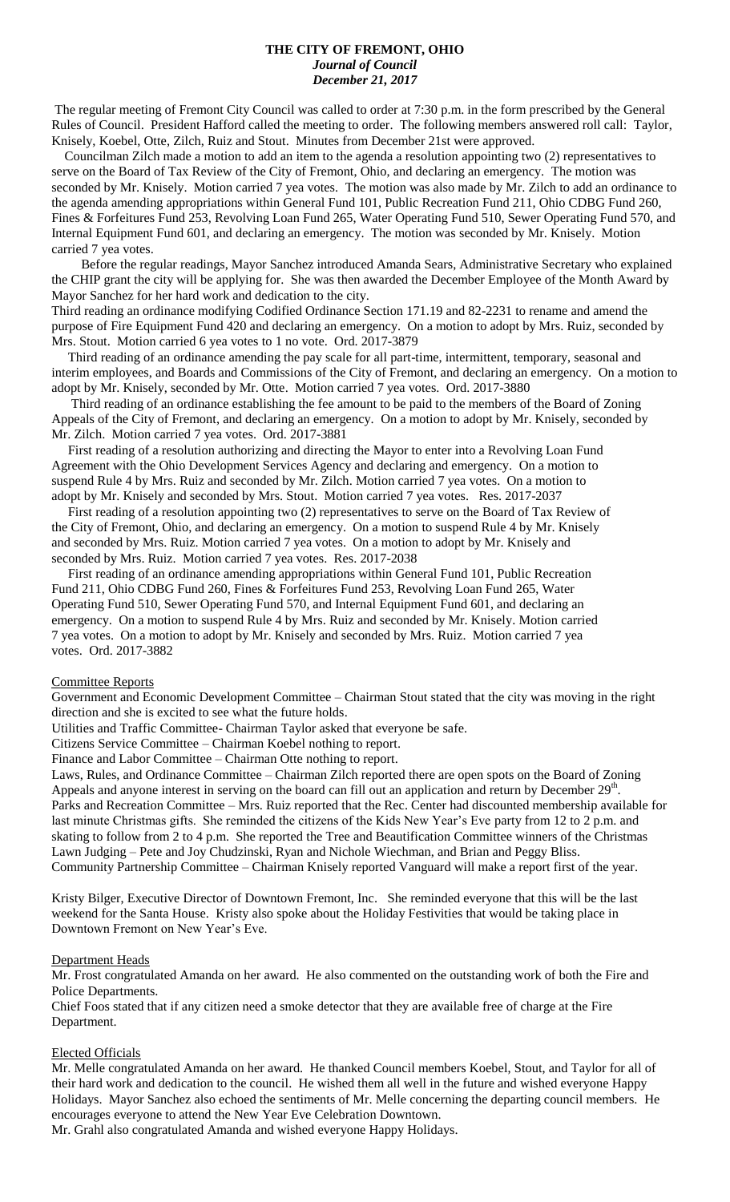# THE CITY OF FREMONT, OHIO

***Journal of Council***

***December 21, 2017***

The regular meeting of Fremont City Council was called to order at 7:30 p.m. in the form prescribed by the General Rules of Council. President Hafford called the meeting to order. The following members answered roll call: Taylor, Knisely, Koebel, Otte, Zilch, Ruiz and Stout. Minutes from December 21st were approved.

Councilman Zilch made a motion to add an item to the agenda a resolution appointing two (2) representatives to serve on the Board of Tax Review of the City of Fremont, Ohio, and declaring an emergency. The motion was seconded by Mr. Knisely. Motion carried 7 yea votes. The motion was also made by Mr. Zilch to add an ordinance to the agenda amending appropriations within General Fund 101, Public Recreation Fund 211, Ohio CDBG Fund 260, Fines & Forfeitures Fund 253, Revolving Loan Fund 265, Water Operating Fund 510, Sewer Operating Fund 570, and Internal Equipment Fund 601, and declaring an emergency. The motion was seconded by Mr. Knisely. Motion carried 7 yea votes.

Before the regular readings, Mayor Sanchez introduced Amanda Sears, Administrative Secretary who explained the CHIP grant the city will be applying for. She was then awarded the December Employee of the Month Award by Mayor Sanchez for her hard work and dedication to the city.

Third reading an ordinance modifying Codified Ordinance Section 171.19 and 82-2231 to rename and amend the purpose of Fire Equipment Fund 420 and declaring an emergency. On a motion to adopt by Mrs. Ruiz, seconded by Mrs. Stout. Motion carried 6 yea votes to 1 no vote. Ord. 2017-3879

Third reading of an ordinance amending the pay scale for all part-time, intermittent, temporary, seasonal and interim employees, and Boards and Commissions of the City of Fremont, and declaring an emergency. On a motion to adopt by Mr. Knisely, seconded by Mr. Otte. Motion carried 7 yea votes. Ord. 2017-3880

Third reading of an ordinance establishing the fee amount to be paid to the members of the Board of Zoning Appeals of the City of Fremont, and declaring an emergency. On a motion to adopt by Mr. Knisely, seconded by Mr. Zilch. Motion carried 7 yea votes. Ord. 2017-3881

First reading of a resolution authorizing and directing the Mayor to enter into a Revolving Loan Fund Agreement with the Ohio Development Services Agency and declaring and emergency. On a motion to suspend Rule 4 by Mrs. Ruiz and seconded by Mr. Zilch. Motion carried 7 yea votes. On a motion to adopt by Mr. Knisely and seconded by Mrs. Stout. Motion carried 7 yea votes. Res. 2017-2037

First reading of a resolution appointing two (2) representatives to serve on the Board of Tax Review of the City of Fremont, Ohio, and declaring an emergency. On a motion to suspend Rule 4 by Mr. Knisely and seconded by Mrs. Ruiz. Motion carried 7 yea votes. On a motion to adopt by Mr. Knisely and seconded by Mrs. Ruiz. Motion carried 7 yea votes. Res. 2017-2038

First reading of an ordinance amending appropriations within General Fund 101, Public Recreation Fund 211, Ohio CDBG Fund 260, Fines & Forfeitures Fund 253, Revolving Loan Fund 265, Water Operating Fund 510, Sewer Operating Fund 570, and Internal Equipment Fund 601, and declaring an emergency. On a motion to suspend Rule 4 by Mrs. Ruiz and seconded by Mr. Knisely. Motion carried 7 yea votes. On a motion to adopt by Mr. Knisely and seconded by Mrs. Ruiz. Motion carried 7 yea votes. Ord. 2017-3882

## Committee Reports

Government and Economic Development Committee – Chairman Stout stated that the city was moving in the right direction and she is excited to see what the future holds.

Utilities and Traffic Committee- Chairman Taylor asked that everyone be safe.

Citizens Service Committee – Chairman Koebel nothing to report.

Finance and Labor Committee – Chairman Otte nothing to report.

Laws, Rules, and Ordinance Committee – Chairman Zilch reported there are open spots on the Board of Zoning Appeals and anyone interest in serving on the board can fill out an application and return by December 29th.

Parks and Recreation Committee – Mrs. Ruiz reported that the Rec. Center had discounted membership available for last minute Christmas gifts. She reminded the citizens of the Kids New Year's Eve party from 12 to 2 p.m. and skating to follow from 2 to 4 p.m. She reported the Tree and Beautification Committee winners of the Christmas Lawn Judging – Pete and Joy Chudzinski, Ryan and Nichole Wiechman, and Brian and Peggy Bliss.

Community Partnership Committee – Chairman Knisely reported Vanguard will make a report first of the year.

Kristy Bilger, Executive Director of Downtown Fremont, Inc. She reminded everyone that this will be the last weekend for the Santa House. Kristy also spoke about the Holiday Festivities that would be taking place in Downtown Fremont on New Year's Eve.

## Department Heads

Mr. Frost congratulated Amanda on her award. He also commented on the outstanding work of both the Fire and Police Departments.

Chief Foos stated that if any citizen need a smoke detector that they are available free of charge at the Fire Department.

## Elected Officials

Mr. Melle congratulated Amanda on her award. He thanked Council members Koebel, Stout, and Taylor for all of their hard work and dedication to the council. He wished them all well in the future and wished everyone Happy Holidays. Mayor Sanchez also echoed the sentiments of Mr. Melle concerning the departing council members. He encourages everyone to attend the New Year Eve Celebration Downtown.

Mr. Grahl also congratulated Amanda and wished everyone Happy Holidays.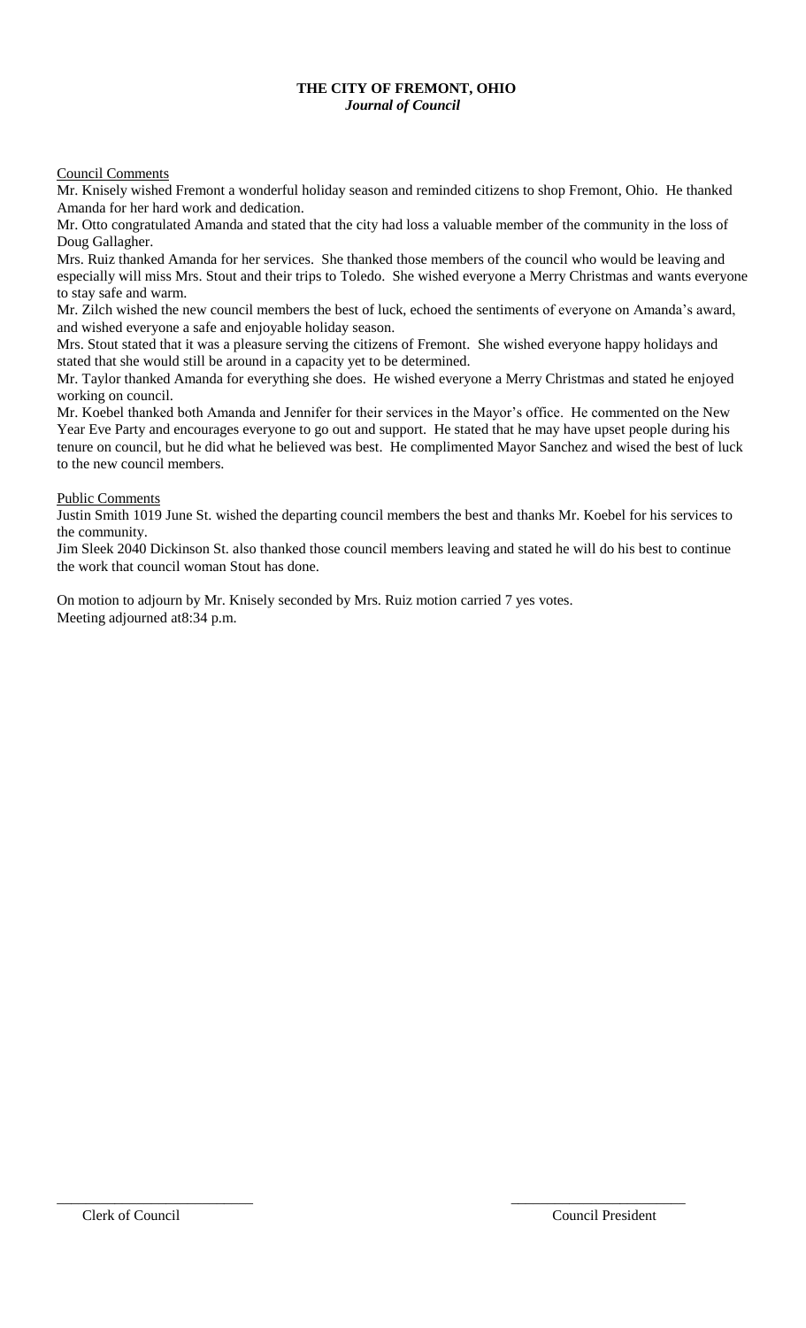**THE CITY OF FREMONT, OHIO**
***Journal of Council***

Council Comments

Mr. Knisely wished Fremont a wonderful holiday season and reminded citizens to shop Fremont, Ohio. He thanked Amanda for her hard work and dedication.

Mr. Otto congratulated Amanda and stated that the city had loss a valuable member of the community in the loss of Doug Gallagher.

Mrs. Ruiz thanked Amanda for her services. She thanked those members of the council who would be leaving and especially will miss Mrs. Stout and their trips to Toledo. She wished everyone a Merry Christmas and wants everyone to stay safe and warm.

Mr. Zilch wished the new council members the best of luck, echoed the sentiments of everyone on Amanda's award, and wished everyone a safe and enjoyable holiday season.

Mrs. Stout stated that it was a pleasure serving the citizens of Fremont. She wished everyone happy holidays and stated that she would still be around in a capacity yet to be determined.

Mr. Taylor thanked Amanda for everything she does. He wished everyone a Merry Christmas and stated he enjoyed working on council.

Mr. Koebel thanked both Amanda and Jennifer for their services in the Mayor's office. He commented on the New Year Eve Party and encourages everyone to go out and support. He stated that he may have upset people during his tenure on council, but he did what he believed was best. He complimented Mayor Sanchez and wised the best of luck to the new council members.

Public Comments

Justin Smith 1019 June St. wished the departing council members the best and thanks Mr. Koebel for his services to the community.

Jim Sleek 2040 Dickinson St. also thanked those council members leaving and stated he will do his best to continue the work that council woman Stout has done.

On motion to adjourn by Mr. Knisely seconded by Mrs. Ruiz motion carried 7 yes votes.
Meeting adjourned at8:34 p.m.

\_\_\_\_\_\_\_\_\_\_\_\_\_\_\_\_\_\_\_\_\_\_\_\_\_\_
Clerk of Council

\_\_\_\_\_\_\_\_\_\_\_\_\_\_\_\_\_\_\_\_\_\_\_\_\_\_
Council President